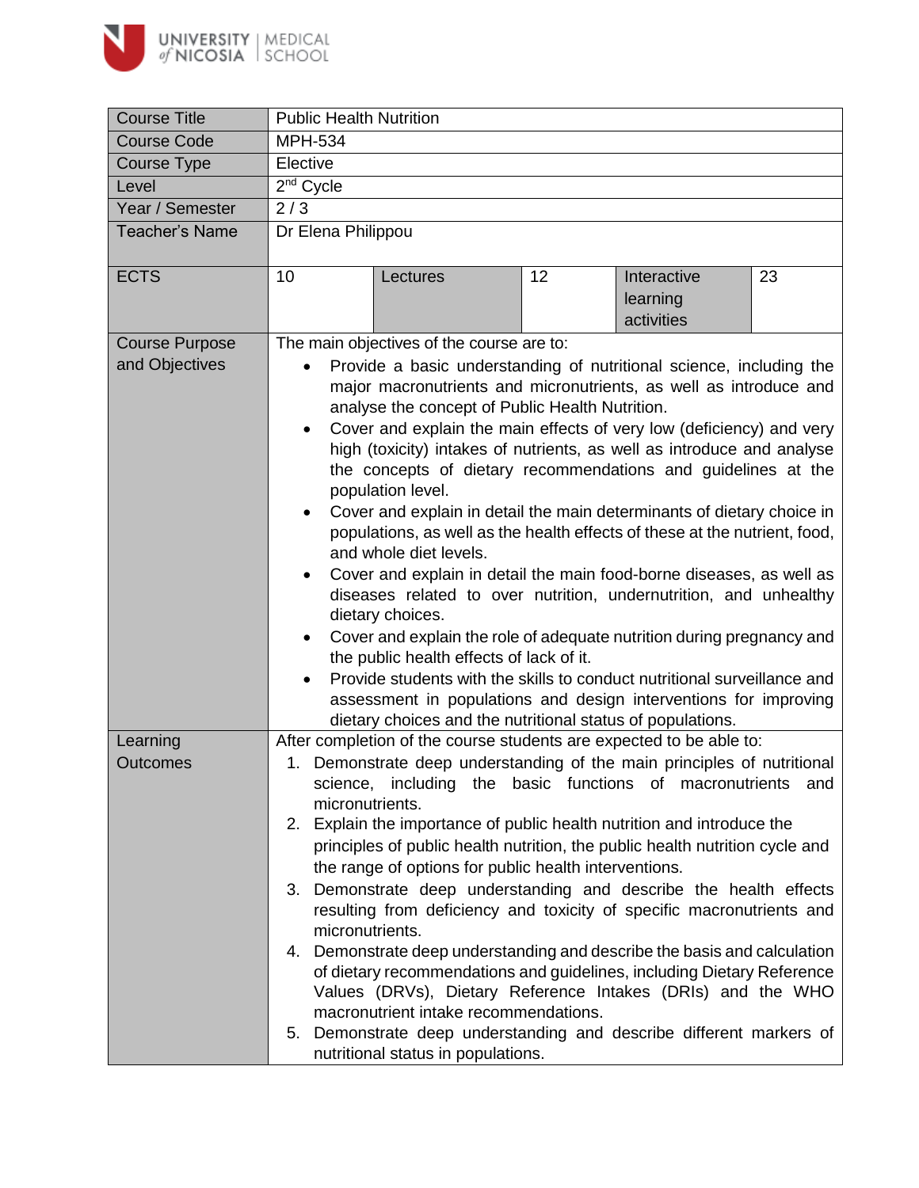| Course Title | Public Health Nutrition | | | | |
|---|---|---|---|---|---|
| Course Code | MPH-534 | | | | |
| Course Type | Elective | | | | |
| Level | 2nd Cycle | | | | |
| Year / Semester | 2 / 3 | | | | |
| Teacher's Name | Dr Elena Philippou | | | | |
| ECTS | 10 | Lectures | 12 | Interactive learning activities | 23 |
| Course Purpose and Objectives | The main objectives of the course are to:<br>• Provide a basic understanding of nutritional science, including the major macronutrients and micronutrients, as well as introduce and analyse the concept of Public Health Nutrition.<br>• Cover and explain the main effects of very low (deficiency) and very high (toxicity) intakes of nutrients, as well as introduce and analyse the concepts of dietary recommendations and guidelines at the population level.<br>• Cover and explain in detail the main determinants of dietary choice in populations, as well as the health effects of these at the nutrient, food, and whole diet levels.<br>• Cover and explain in detail the main food-borne diseases, as well as diseases related to over nutrition, undernutrition, and unhealthy dietary choices.<br>• Cover and explain the role of adequate nutrition during pregnancy and the public health effects of lack of it.<br>• Provide students with the skills to conduct nutritional surveillance and assessment in populations and design interventions for improving dietary choices and the nutritional status of populations. | | | | |
| Learning Outcomes | After completion of the course students are expected to be able to:<br>1. Demonstrate deep understanding of the main principles of nutritional science, including the basic functions of macronutrients and micronutrients.<br>2. Explain the importance of public health nutrition and introduce the principles of public health nutrition, the public health nutrition cycle and the range of options for public health interventions.<br>3. Demonstrate deep understanding and describe the health effects resulting from deficiency and toxicity of specific macronutrients and micronutrients.<br>4. Demonstrate deep understanding and describe the basis and calculation of dietary recommendations and guidelines, including Dietary Reference Values (DRVs), Dietary Reference Intakes (DRIs) and the WHO macronutrient intake recommendations.<br>5. Demonstrate deep understanding and describe different markers of nutritional status in populations. | | | | |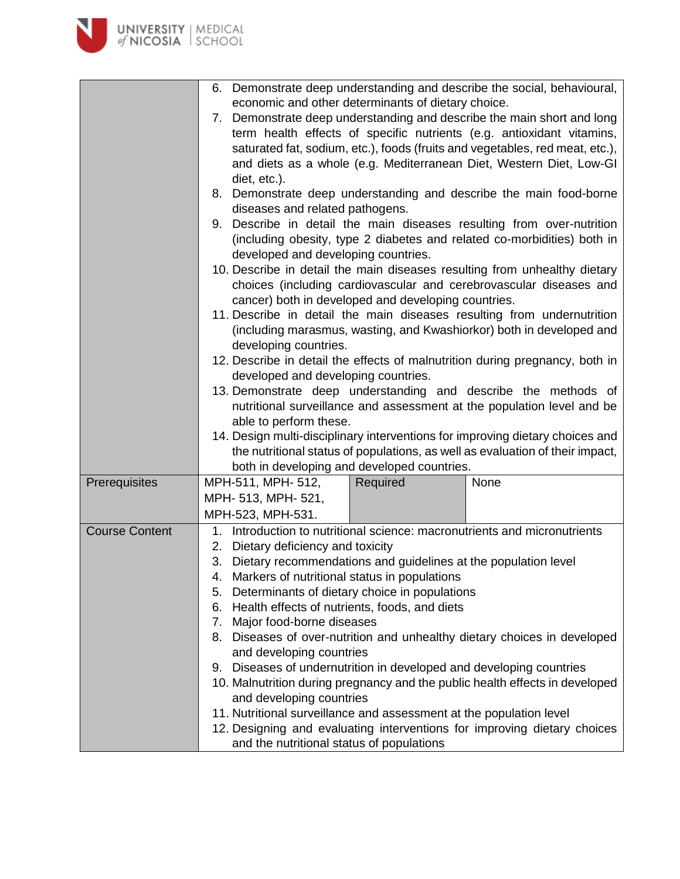| | | | |
|---|---|---|---|
| | 6. Demonstrate deep understanding and describe the social, behavioural, economic and other determinants of dietary choice.<br>7. Demonstrate deep understanding and describe the main short and long term health effects of specific nutrients (e.g. antioxidant vitamins, saturated fat, sodium, etc.), foods (fruits and vegetables, red meat, etc.), and diets as a whole (e.g. Mediterranean Diet, Western Diet, Low-GI diet, etc.).<br>8. Demonstrate deep understanding and describe the main food-borne diseases and related pathogens.<br>9. Describe in detail the main diseases resulting from over-nutrition (including obesity, type 2 diabetes and related co-morbidities) both in developed and developing countries.<br>10. Describe in detail the main diseases resulting from unhealthy dietary choices (including cardiovascular and cerebrovascular diseases and cancer) both in developed and developing countries.<br>11. Describe in detail the main diseases resulting from undernutrition (including marasmus, wasting, and Kwashiorkor) both in developed and developing countries.<br>12. Describe in detail the effects of malnutrition during pregnancy, both in developed and developing countries.<br>13. Demonstrate deep understanding and describe the methods of nutritional surveillance and assessment at the population level and be able to perform these.<br>14. Design multi-disciplinary interventions for improving dietary choices and the nutritional status of populations, as well as evaluation of their impact, both in developing and developed countries. | | |
| Prerequisites | MPH-511, MPH- 512, MPH- 513, MPH- 521, MPH-523, MPH-531. | Required | None |
| Course Content | 1. Introduction to nutritional science: macronutrients and micronutrients<br>2. Dietary deficiency and toxicity<br>3. Dietary recommendations and guidelines at the population level<br>4. Markers of nutritional status in populations<br>5. Determinants of dietary choice in populations<br>6. Health effects of nutrients, foods, and diets<br>7. Major food-borne diseases<br>8. Diseases of over-nutrition and unhealthy dietary choices in developed and developing countries<br>9. Diseases of undernutrition in developed and developing countries<br>10. Malnutrition during pregnancy and the public health effects in developed and developing countries<br>11. Nutritional surveillance and assessment at the population level<br>12. Designing and evaluating interventions for improving dietary choices and the nutritional status of populations | | |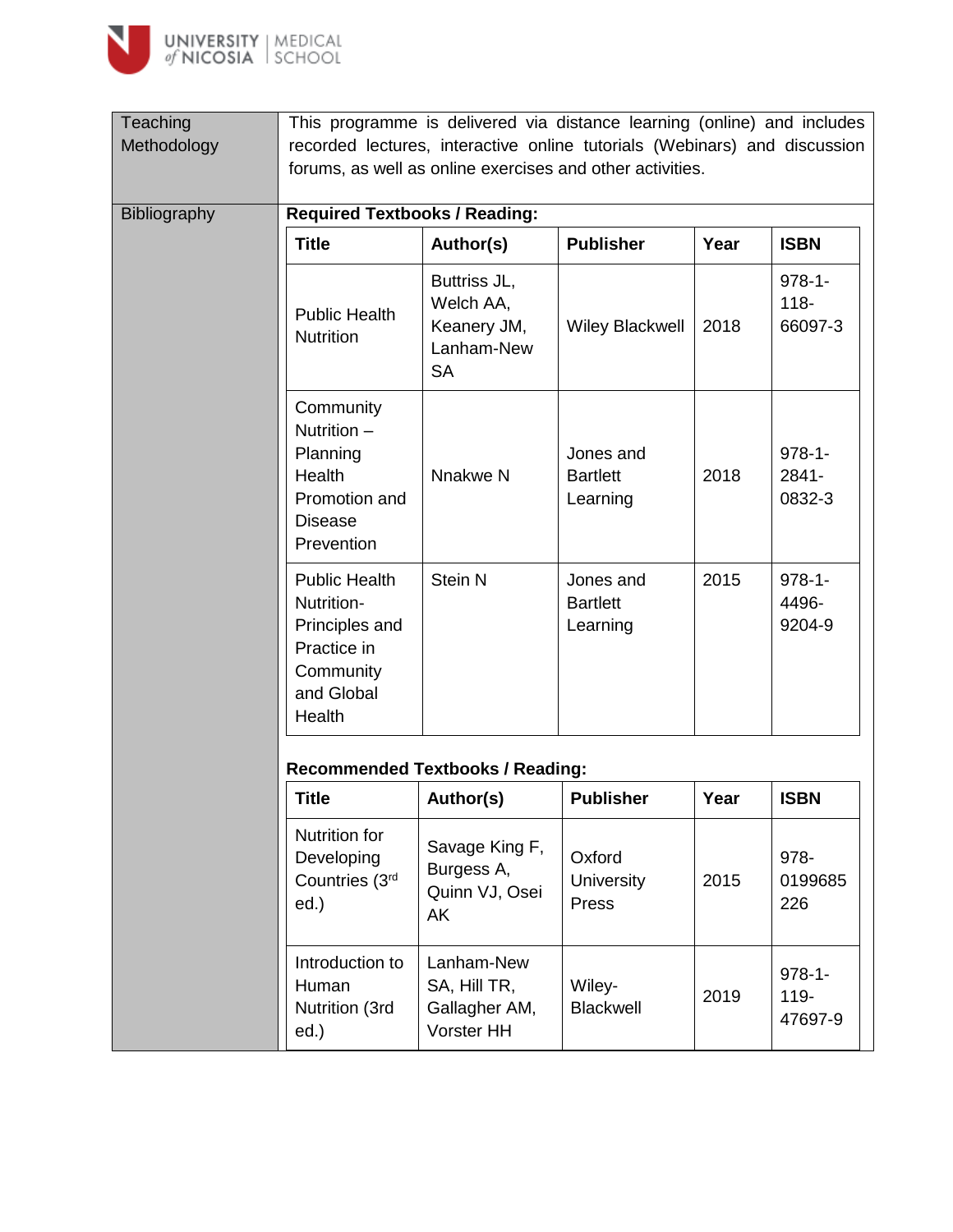| | |
|---|---|
| Teaching Methodology | This programme is delivered via distance learning (online) and includes recorded lectures, interactive online tutorials (Webinars) and discussion forums, as well as online exercises and other activities. |
| Bibliography | **Required Textbooks / Reading:** |

**Required Textbooks / Reading:**

| Title | Author(s) | Publisher | Year | ISBN |
|---|---|---|---|---|
| Public Health Nutrition | Buttriss JL, Welch AA, Keanery JM, Lanham-New SA | Wiley Blackwell | 2018 | 978-1-118-66097-3 |
| Community Nutrition – Planning Health Promotion and Disease Prevention | Nnakwe N | Jones and Bartlett Learning | 2018 | 978-1-2841-0832-3 |
| Public Health Nutrition- Principles and Practice in Community and Global Health | Stein N | Jones and Bartlett Learning | 2015 | 978-1-4496-9204-9 |

**Recommended Textbooks / Reading:**

| Title | Author(s) | Publisher | Year | ISBN |
|---|---|---|---|---|
| Nutrition for Developing Countries (3rd ed.) | Savage King F, Burgess A, Quinn VJ, Osei AK | Oxford University Press | 2015 | 978-0199685226 |
| Introduction to Human Nutrition (3rd ed.) | Lanham-New SA, Hill TR, Gallagher AM, Vorster HH | Wiley-Blackwell | 2019 | 978-1-119-47697-9 |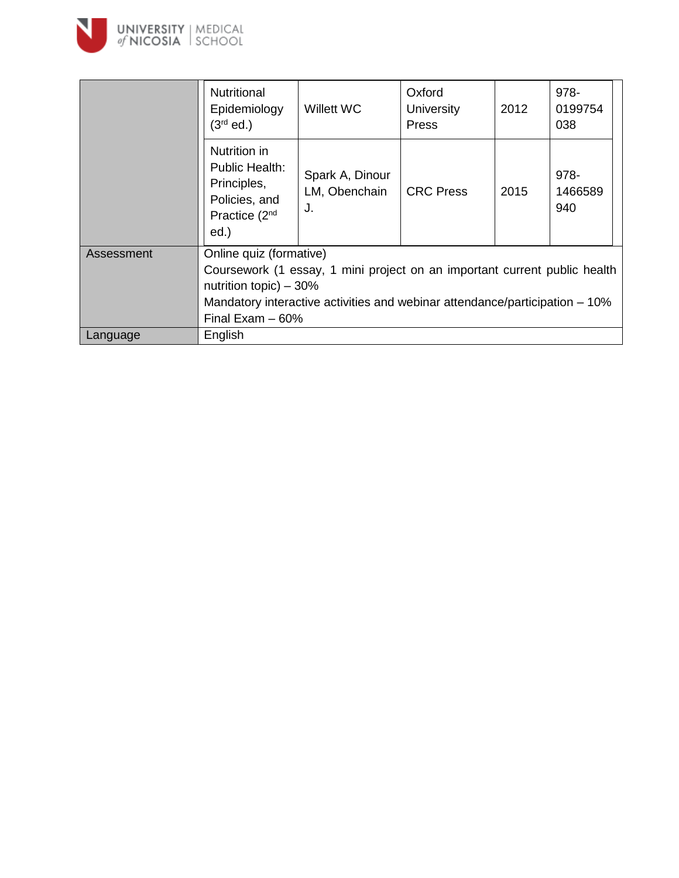| | | | | | |
|---|---|---|---|---|---|
| | Nutritional Epidemiology (3rd ed.) | Willett WC | Oxford University Press | 2012 | 978-0199754038 |
| | Nutrition in Public Health: Principles, Policies, and Practice (2nd ed.) | Spark A, Dinour LM, Obenchain J. | CRC Press | 2015 | 978-1466589940 |
| Assessment | Online quiz (formative)<br>Coursework (1 essay, 1 mini project on an important current public health nutrition topic) – 30%<br>Mandatory interactive activities and webinar attendance/participation – 10%<br>Final Exam – 60% | | | | |
| Language | English | | | | |